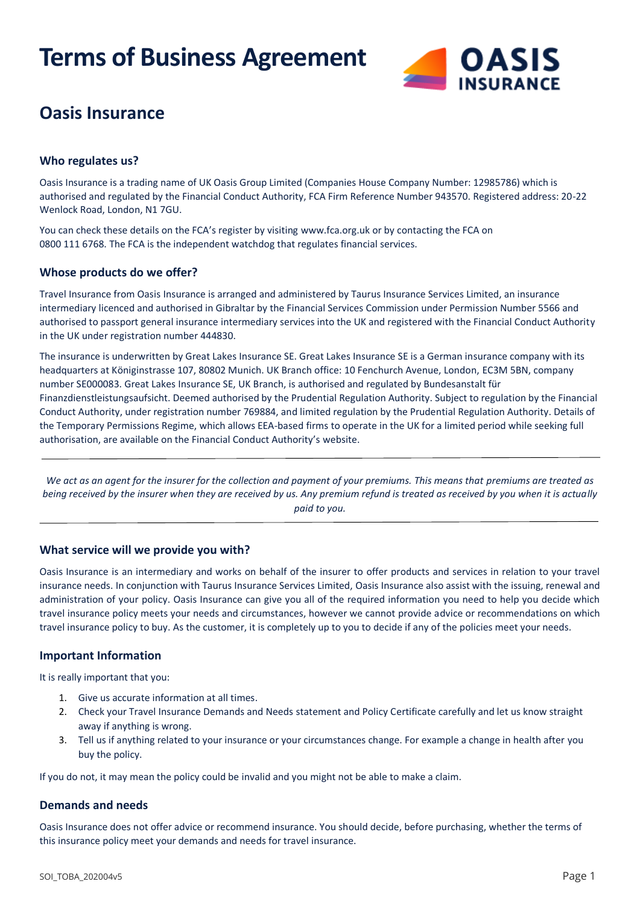# Terms of Business Agreement

## Oasis Insurance

### Who regulates us?

Oasis Insurance is a trading name of UK Oasis Group Limited (Companies House Company Number: 12985786) which is authorised and regulated by the Financial Conduct Authority, FCA Firm Reference Number 943570. Registered address: 20-22 Wenlock Road, London, N1 7GU.

You can check these details on the FCA's register by visiting www.fca.org.uk or by contacting the FCA on 0800 111 6768. The FCA is the independent watchdog that regulates financial services.

### Whose products do we offer?

Travel Insurance from Oasis Insurance is arranged and administered by Taurus Insurance Services Limited, an insurance intermediary licenced and authorised in Gibraltar by the Financial Services Commission under Permission Number 5566 and authorised to passport general insurance intermediary services into the UK and registered with the Financial Conduct Authority in the UK under registration number 444830.

The insurance is underwritten by Great Lakes Insurance SE. Great Lakes Insurance SE is a German insurance company with its headquarters at Königinstrasse 107, 80802 Munich. UK Branch office: 10 Fenchurch Avenue, London, EC3M 5BN, company number SE000083. Great Lakes Insurance SE, UK Branch, is authorised and regulated by Bundesanstalt für Finanzdienstleistungsaufsicht. Deemed authorised by the Prudential Regulation Authority. Subject to regulation by the Financial Conduct Authority, under registration number 769884, and limited regulation by the Prudential Regulation Authority. Details of the Temporary Permissions Regime, which allows EEA-based firms to operate in the UK for a limited period while seeking full authorisation, are available on the Financial Conduct Authority's website.

---

*We act as an agent for the insurer for the collection and payment of your premiums. This means that premiums are treated as being received by the insurer when they are received by us. Any premium refund is treated as received by you when it is actually paid to you.*

---

### What service will we provide you with?

Oasis Insurance is an intermediary and works on behalf of the insurer to offer products and services in relation to your travel insurance needs. In conjunction with Taurus Insurance Services Limited, Oasis Insurance also assist with the issuing, renewal and administration of your policy. Oasis Insurance can give you all of the required information you need to help you decide which travel insurance policy meets your needs and circumstances, however we cannot provide advice or recommendations on which travel insurance policy to buy. As the customer, it is completely up to you to decide if any of the policies meet your needs.

### Important Information

It is really important that you:

1. Give us accurate information at all times.
2. Check your Travel Insurance Demands and Needs statement and Policy Certificate carefully and let us know straight away if anything is wrong.
3. Tell us if anything related to your insurance or your circumstances change. For example a change in health after you buy the policy.

If you do not, it may mean the policy could be invalid and you might not be able to make a claim.

### Demands and needs

Oasis Insurance does not offer advice or recommend insurance. You should decide, before purchasing, whether the terms of this insurance policy meet your demands and needs for travel insurance.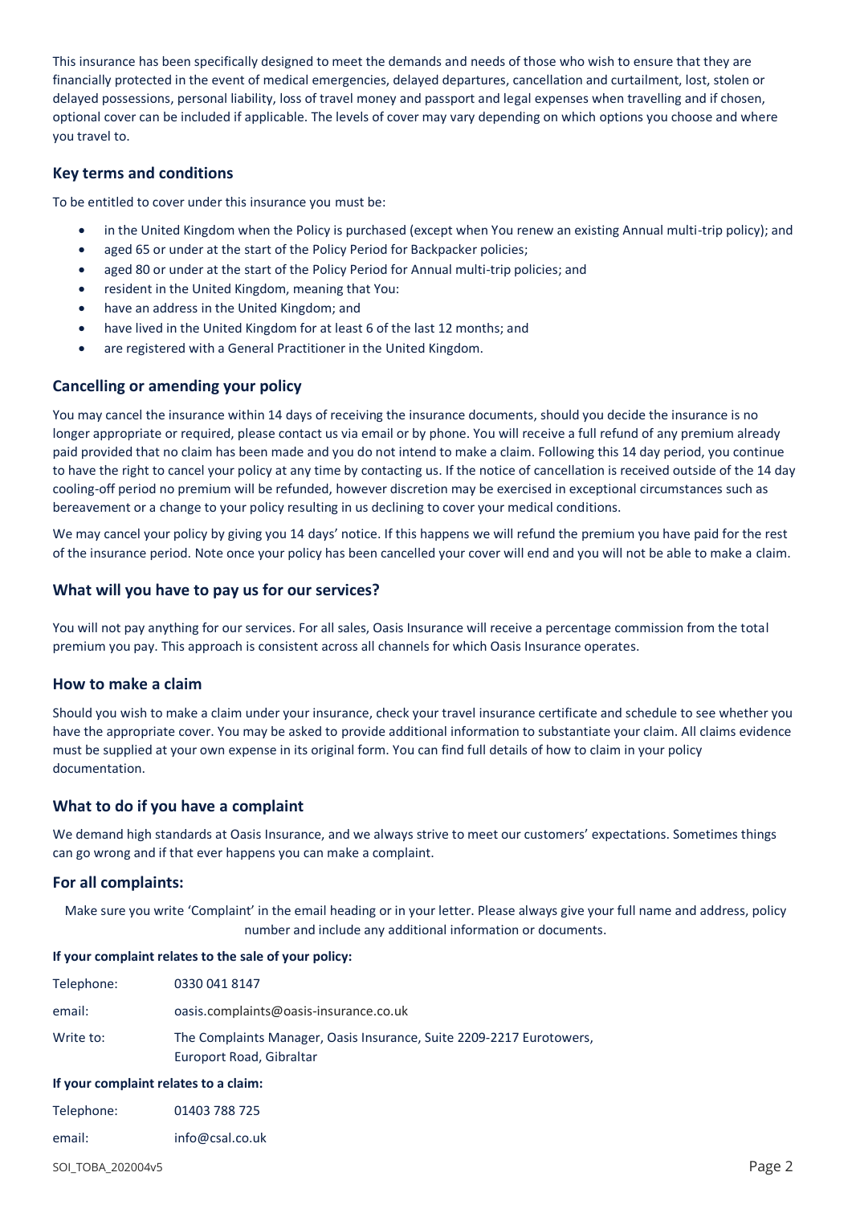This insurance has been specifically designed to meet the demands and needs of those who wish to ensure that they are financially protected in the event of medical emergencies, delayed departures, cancellation and curtailment, lost, stolen or delayed possessions, personal liability, loss of travel money and passport and legal expenses when travelling and if chosen, optional cover can be included if applicable. The levels of cover may vary depending on which options you choose and where you travel to.

## Key terms and conditions

To be entitled to cover under this insurance you must be:

- in the United Kingdom when the Policy is purchased (except when You renew an existing Annual multi-trip policy); and
- aged 65 or under at the start of the Policy Period for Backpacker policies;
- aged 80 or under at the start of the Policy Period for Annual multi-trip policies; and
- resident in the United Kingdom, meaning that You:
- have an address in the United Kingdom; and
- have lived in the United Kingdom for at least 6 of the last 12 months; and
- are registered with a General Practitioner in the United Kingdom.

## Cancelling or amending your policy

You may cancel the insurance within 14 days of receiving the insurance documents, should you decide the insurance is no longer appropriate or required, please contact us via email or by phone. You will receive a full refund of any premium already paid provided that no claim has been made and you do not intend to make a claim. Following this 14 day period, you continue to have the right to cancel your policy at any time by contacting us. If the notice of cancellation is received outside of the 14 day cooling-off period no premium will be refunded, however discretion may be exercised in exceptional circumstances such as bereavement or a change to your policy resulting in us declining to cover your medical conditions.

We may cancel your policy by giving you 14 days' notice. If this happens we will refund the premium you have paid for the rest of the insurance period. Note once your policy has been cancelled your cover will end and you will not be able to make a claim.

## What will you have to pay us for our services?

You will not pay anything for our services. For all sales, Oasis Insurance will receive a percentage commission from the total premium you pay. This approach is consistent across all channels for which Oasis Insurance operates.

## How to make a claim

Should you wish to make a claim under your insurance, check your travel insurance certificate and schedule to see whether you have the appropriate cover. You may be asked to provide additional information to substantiate your claim. All claims evidence must be supplied at your own expense in its original form. You can find full details of how to claim in your policy documentation.

## What to do if you have a complaint

We demand high standards at Oasis Insurance, and we always strive to meet our customers' expectations. Sometimes things can go wrong and if that ever happens you can make a complaint.

## For all complaints:

Make sure you write 'Complaint' in the email heading or in your letter. Please always give your full name and address, policy number and include any additional information or documents.

**If your complaint relates to the sale of your policy:**

Telephone: 0330 041 8147

email: oasis.complaints@oasis-insurance.co.uk

Write to: The Complaints Manager, Oasis Insurance, Suite 2209-2217 Eurotowers, Europort Road, Gibraltar

**If your complaint relates to a claim:**

Telephone: 01403 788 725

email: info@csal.co.uk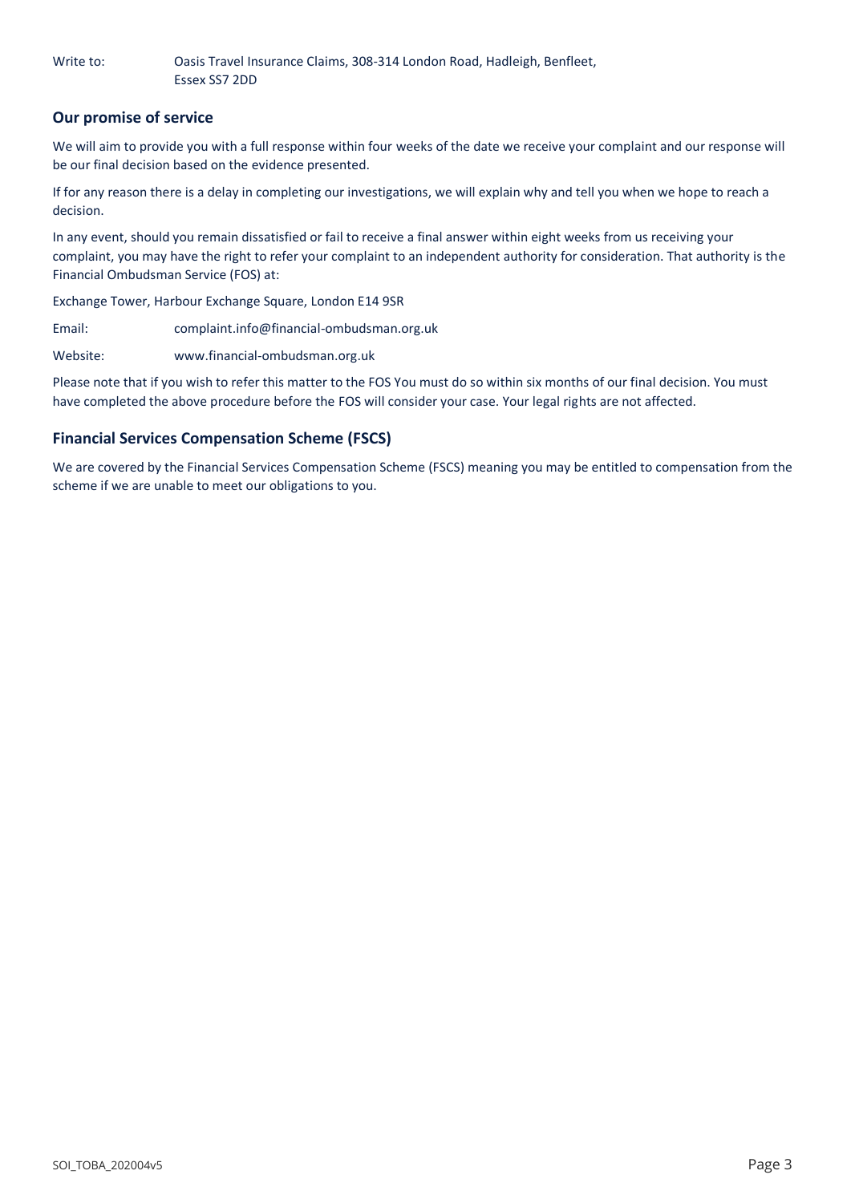Write to: Oasis Travel Insurance Claims, 308-314 London Road, Hadleigh, Benfleet, Essex SS7 2DD

## Our promise of service

We will aim to provide you with a full response within four weeks of the date we receive your complaint and our response will be our final decision based on the evidence presented.

If for any reason there is a delay in completing our investigations, we will explain why and tell you when we hope to reach a decision.

In any event, should you remain dissatisfied or fail to receive a final answer within eight weeks from us receiving your complaint, you may have the right to refer your complaint to an independent authority for consideration. That authority is the Financial Ombudsman Service (FOS) at:

Exchange Tower, Harbour Exchange Square, London E14 9SR

Email: complaint.info@financial-ombudsman.org.uk

Website: www.financial-ombudsman.org.uk

Please note that if you wish to refer this matter to the FOS You must do so within six months of our final decision. You must have completed the above procedure before the FOS will consider your case. Your legal rights are not affected.

## Financial Services Compensation Scheme (FSCS)

We are covered by the Financial Services Compensation Scheme (FSCS) meaning you may be entitled to compensation from the scheme if we are unable to meet our obligations to you.

SOI_TOBA_202004v5